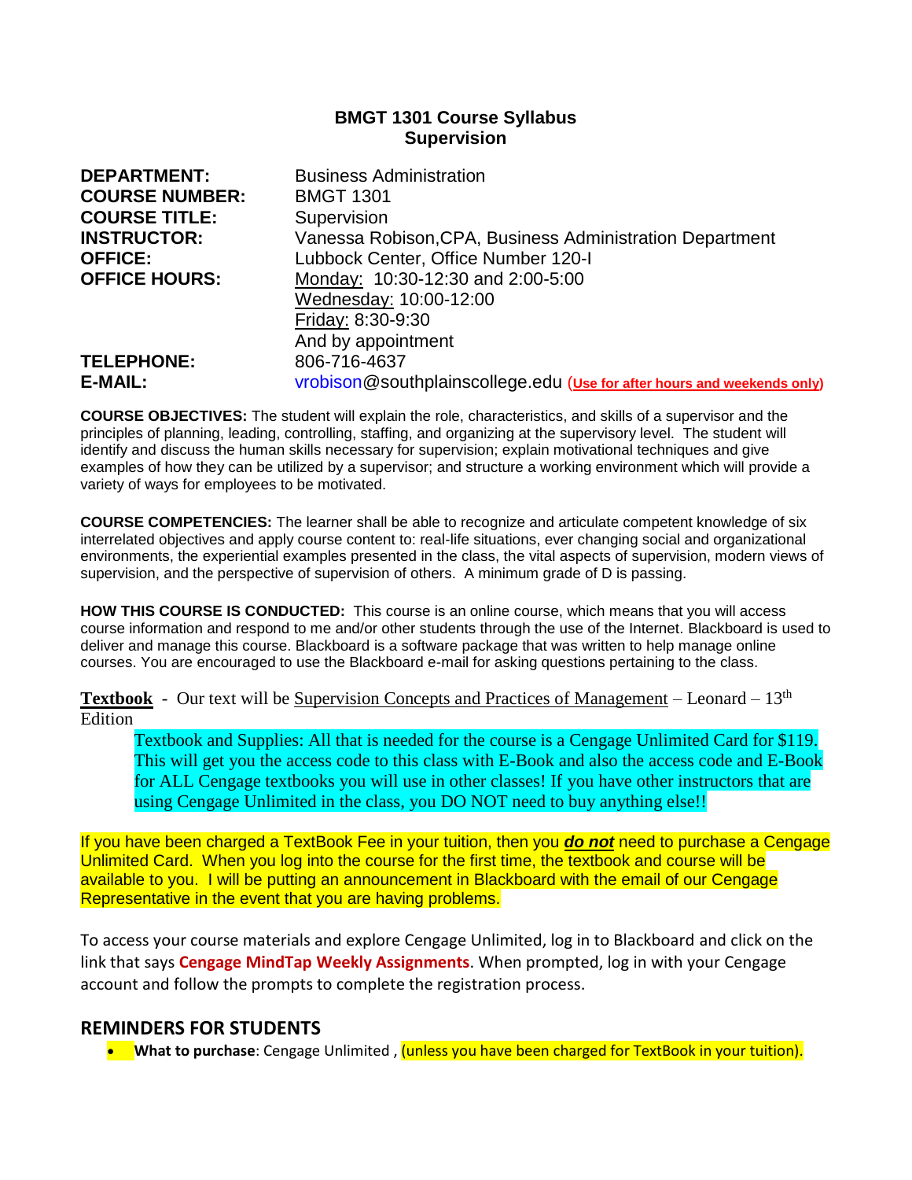**BMGT 1301 Course Syllabus**
**Supervision**

**DEPARTMENT:** Business Administration
**COURSE NUMBER:** BMGT 1301
**COURSE TITLE:** Supervision
**INSTRUCTOR:** Vanessa Robison,CPA, Business Administration Department
**OFFICE:** Lubbock Center, Office Number 120-I
**OFFICE HOURS:** Monday: 10:30-12:30 and 2:00-5:00
Wednesday: 10:00-12:00
Friday: 8:30-9:30
And by appointment
**TELEPHONE:** 806-716-4637
**E-MAIL:** vrobison@southplainscollege.edu (**Use for after hours and weekends only**)

**COURSE OBJECTIVES:** The student will explain the role, characteristics, and skills of a supervisor and the principles of planning, leading, controlling, staffing, and organizing at the supervisory level. The student will identify and discuss the human skills necessary for supervision; explain motivational techniques and give examples of how they can be utilized by a supervisor; and structure a working environment which will provide a variety of ways for employees to be motivated.

**COURSE COMPETENCIES:** The learner shall be able to recognize and articulate competent knowledge of six interrelated objectives and apply course content to: real-life situations, ever changing social and organizational environments, the experiential examples presented in the class, the vital aspects of supervision, modern views of supervision, and the perspective of supervision of others. A minimum grade of D is passing.

**HOW THIS COURSE IS CONDUCTED:** This course is an online course, which means that you will access course information and respond to me and/or other students through the use of the Internet. Blackboard is used to deliver and manage this course. Blackboard is a software package that was written to help manage online courses. You are encouraged to use the Blackboard e-mail for asking questions pertaining to the class.

**Textbook** - Our text will be Supervision Concepts and Practices of Management – Leonard – 13th Edition

> Textbook and Supplies: All that is needed for the course is a Cengage Unlimited Card for $119. This will get you the access code to this class with E-Book and also the access code and E-Book for ALL Cengage textbooks you will use in other classes! If you have other instructors that are using Cengage Unlimited in the class, you DO NOT need to buy anything else!!

If you have been charged a TextBook Fee in your tuition, then you ***do not*** need to purchase a Cengage Unlimited Card. When you log into the course for the first time, the textbook and course will be available to you. I will be putting an announcement in Blackboard with the email of our Cengage Representative in the event that you are having problems.

To access your course materials and explore Cengage Unlimited, log in to Blackboard and click on the link that says **Cengage MindTap Weekly Assignments**. When prompted, log in with your Cengage account and follow the prompts to complete the registration process.

## REMINDERS FOR STUDENTS

- **What to purchase**: Cengage Unlimited , (unless you have been charged for TextBook in your tuition).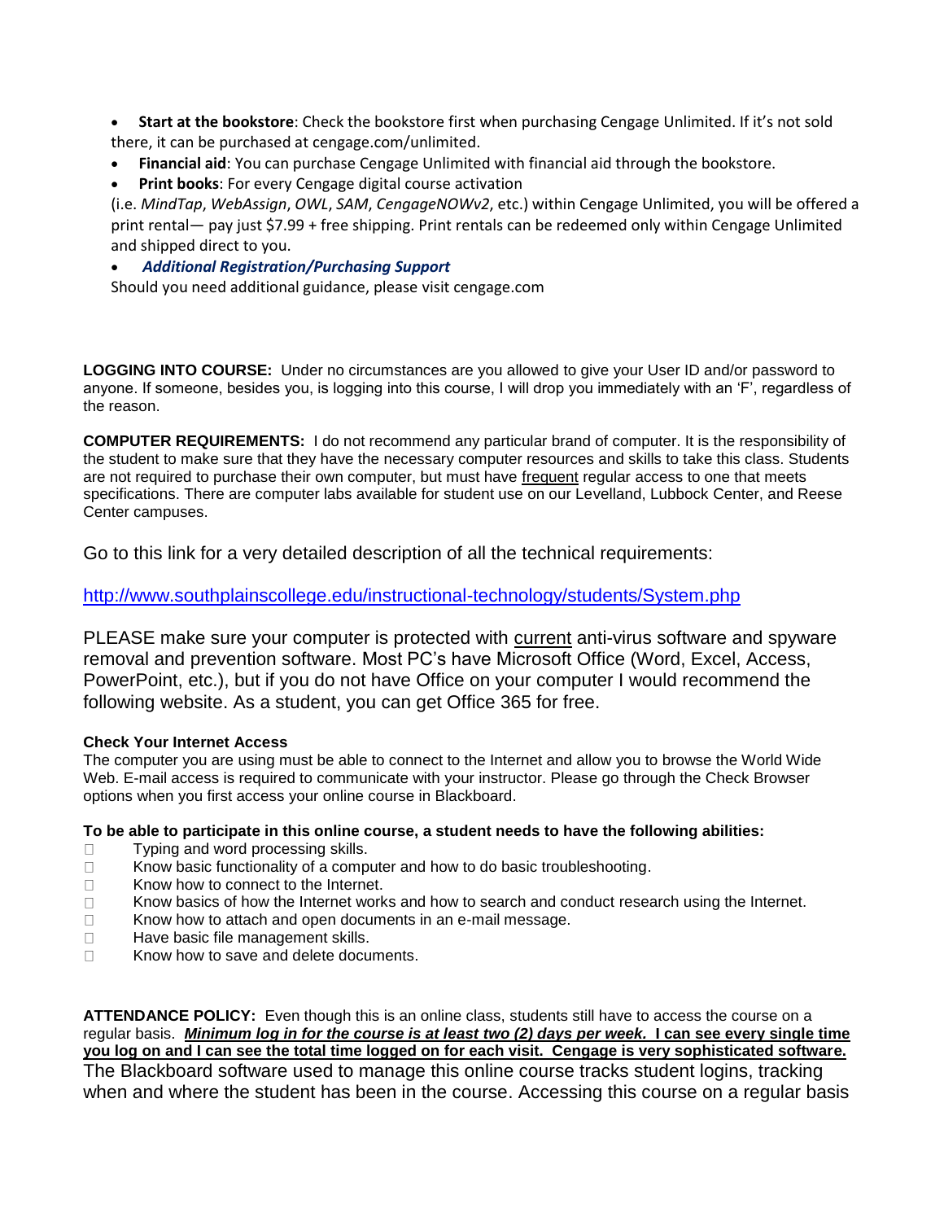- **Start at the bookstore**: Check the bookstore first when purchasing Cengage Unlimited. If it's not sold there, it can be purchased at cengage.com/unlimited.
- **Financial aid**: You can purchase Cengage Unlimited with financial aid through the bookstore.
- **Print books**: For every Cengage digital course activation (i.e. *MindTap*, *WebAssign*, *OWL*, *SAM*, *CengageNOWv2*, etc.) within Cengage Unlimited, you will be offered a print rental— pay just $7.99 + free shipping. Print rentals can be redeemed only within Cengage Unlimited and shipped direct to you.
- ***Additional Registration/Purchasing Support***
  Should you need additional guidance, please visit cengage.com

**LOGGING INTO COURSE:** Under no circumstances are you allowed to give your User ID and/or password to anyone. If someone, besides you, is logging into this course, I will drop you immediately with an 'F', regardless of the reason.

**COMPUTER REQUIREMENTS:** I do not recommend any particular brand of computer. It is the responsibility of the student to make sure that they have the necessary computer resources and skills to take this class. Students are not required to purchase their own computer, but must have frequent regular access to one that meets specifications. There are computer labs available for student use on our Levelland, Lubbock Center, and Reese Center campuses.

Go to this link for a very detailed description of all the technical requirements:

http://www.southplainscollege.edu/instructional-technology/students/System.php

PLEASE make sure your computer is protected with current anti-virus software and spyware removal and prevention software. Most PC's have Microsoft Office (Word, Excel, Access, PowerPoint, etc.), but if you do not have Office on your computer I would recommend the following website. As a student, you can get Office 365 for free.

**Check Your Internet Access**

The computer you are using must be able to connect to the Internet and allow you to browse the World Wide Web. E-mail access is required to communicate with your instructor. Please go through the Check Browser options when you first access your online course in Blackboard.

**To be able to participate in this online course, a student needs to have the following abilities:**

- Typing and word processing skills.
- Know basic functionality of a computer and how to do basic troubleshooting.
- Know how to connect to the Internet.
- Know basics of how the Internet works and how to search and conduct research using the Internet.
- Know how to attach and open documents in an e-mail message.
- Have basic file management skills.
- Know how to save and delete documents.

**ATTENDANCE POLICY:** Even though this is an online class, students still have to access the course on a regular basis. ***Minimum log in for the course is at least two (2) days per week.*** **I can see every single time you log on and I can see the total time logged on for each visit. Cengage is very sophisticated software.** The Blackboard software used to manage this online course tracks student logins, tracking when and where the student has been in the course. Accessing this course on a regular basis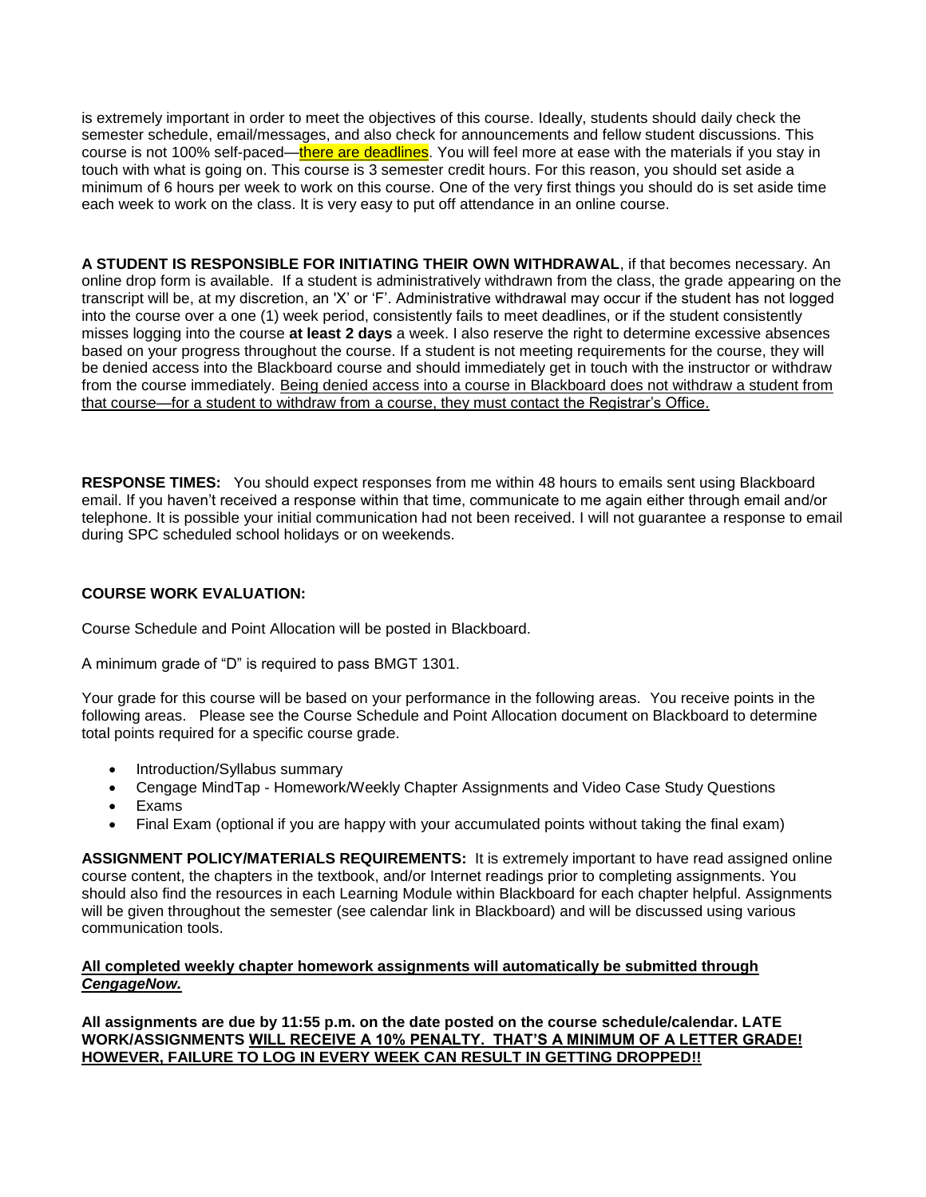is extremely important in order to meet the objectives of this course. Ideally, students should daily check the semester schedule, email/messages, and also check for announcements and fellow student discussions. This course is not 100% self-paced—there are deadlines. You will feel more at ease with the materials if you stay in touch with what is going on. This course is 3 semester credit hours. For this reason, you should set aside a minimum of 6 hours per week to work on this course. One of the very first things you should do is set aside time each week to work on the class. It is very easy to put off attendance in an online course.

**A STUDENT IS RESPONSIBLE FOR INITIATING THEIR OWN WITHDRAWAL**, if that becomes necessary. An online drop form is available. If a student is administratively withdrawn from the class, the grade appearing on the transcript will be, at my discretion, an 'X' or 'F'. Administrative withdrawal may occur if the student has not logged into the course over a one (1) week period, consistently fails to meet deadlines, or if the student consistently misses logging into the course **at least 2 days** a week. I also reserve the right to determine excessive absences based on your progress throughout the course. If a student is not meeting requirements for the course, they will be denied access into the Blackboard course and should immediately get in touch with the instructor or withdraw from the course immediately. Being denied access into a course in Blackboard does not withdraw a student from that course—for a student to withdraw from a course, they must contact the Registrar's Office.

**RESPONSE TIMES:** You should expect responses from me within 48 hours to emails sent using Blackboard email. If you haven't received a response within that time, communicate to me again either through email and/or telephone. It is possible your initial communication had not been received. I will not guarantee a response to email during SPC scheduled school holidays or on weekends.

**COURSE WORK EVALUATION:**

Course Schedule and Point Allocation will be posted in Blackboard.

A minimum grade of "D" is required to pass BMGT 1301.

Your grade for this course will be based on your performance in the following areas. You receive points in the following areas. Please see the Course Schedule and Point Allocation document on Blackboard to determine total points required for a specific course grade.

- Introduction/Syllabus summary
- Cengage MindTap - Homework/Weekly Chapter Assignments and Video Case Study Questions
- Exams
- Final Exam (optional if you are happy with your accumulated points without taking the final exam)

**ASSIGNMENT POLICY/MATERIALS REQUIREMENTS:** It is extremely important to have read assigned online course content, the chapters in the textbook, and/or Internet readings prior to completing assignments. You should also find the resources in each Learning Module within Blackboard for each chapter helpful. Assignments will be given throughout the semester (see calendar link in Blackboard) and will be discussed using various communication tools.

**All completed weekly chapter homework assignments will automatically be submitted through *CengageNow.***

**All assignments are due by 11:55 p.m. on the date posted on the course schedule/calendar. LATE WORK/ASSIGNMENTS WILL RECEIVE A 10% PENALTY. THAT'S A MINIMUM OF A LETTER GRADE! HOWEVER, FAILURE TO LOG IN EVERY WEEK CAN RESULT IN GETTING DROPPED!!**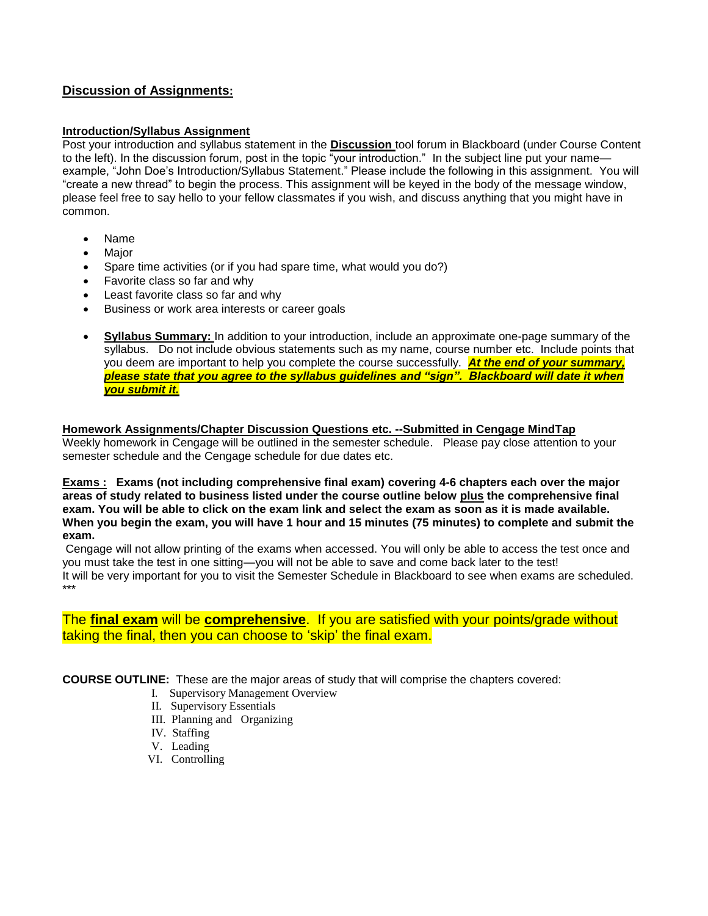## Discussion of Assignments:

**Introduction/Syllabus Assignment**

Post your introduction and syllabus statement in the **Discussion** tool forum in Blackboard (under Course Content to the left). In the discussion forum, post in the topic "your introduction." In the subject line put your name—example, "John Doe's Introduction/Syllabus Statement." Please include the following in this assignment. You will "create a new thread" to begin the process. This assignment will be keyed in the body of the message window, please feel free to say hello to your fellow classmates if you wish, and discuss anything that you might have in common.

- Name
- Major
- Spare time activities (or if you had spare time, what would you do?)
- Favorite class so far and why
- Least favorite class so far and why
- Business or work area interests or career goals

- **Syllabus Summary:** In addition to your introduction, include an approximate one-page summary of the syllabus. Do not include obvious statements such as my name, course number etc. Include points that you deem are important to help you complete the course successfully. ***At the end of your summary, please state that you agree to the syllabus guidelines and "sign". Blackboard will date it when you submit it.***

**Homework Assignments/Chapter Discussion Questions etc. --Submitted in Cengage MindTap**

Weekly homework in Cengage will be outlined in the semester schedule. Please pay close attention to your semester schedule and the Cengage schedule for due dates etc.

**Exams : Exams (not including comprehensive final exam) covering 4-6 chapters each over the major areas of study related to business listed under the course outline below plus the comprehensive final exam. You will be able to click on the exam link and select the exam as soon as it is made available. When you begin the exam, you will have 1 hour and 15 minutes (75 minutes) to complete and submit the exam.**

Cengage will not allow printing of the exams when accessed. You will only be able to access the test once and you must take the test in one sitting—you will not be able to save and come back later to the test!

It will be very important for you to visit the Semester Schedule in Blackboard to see when exams are scheduled. ***

The **final exam** will be **comprehensive**. If you are satisfied with your points/grade without taking the final, then you can choose to 'skip' the final exam.

**COURSE OUTLINE:** These are the major areas of study that will comprise the chapters covered:

I. Supervisory Management Overview
II. Supervisory Essentials
III. Planning and Organizing
IV. Staffing
V. Leading
VI. Controlling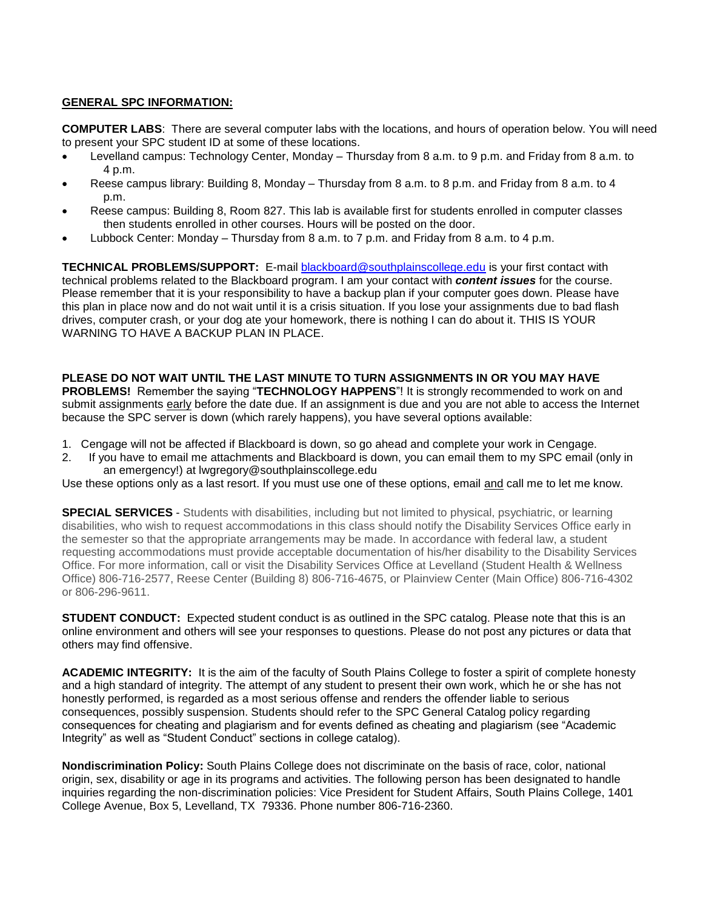**GENERAL SPC INFORMATION:**

**COMPUTER LABS**: There are several computer labs with the locations, and hours of operation below. You will need to present your SPC student ID at some of these locations.

- Levelland campus: Technology Center, Monday – Thursday from 8 a.m. to 9 p.m. and Friday from 8 a.m. to 4 p.m.
- Reese campus library: Building 8, Monday – Thursday from 8 a.m. to 8 p.m. and Friday from 8 a.m. to 4 p.m.
- Reese campus: Building 8, Room 827. This lab is available first for students enrolled in computer classes then students enrolled in other courses. Hours will be posted on the door.
- Lubbock Center: Monday – Thursday from 8 a.m. to 7 p.m. and Friday from 8 a.m. to 4 p.m.

**TECHNICAL PROBLEMS/SUPPORT:** E-mail blackboard@southplainscollege.edu is your first contact with technical problems related to the Blackboard program. I am your contact with ***content issues*** for the course. Please remember that it is your responsibility to have a backup plan if your computer goes down. Please have this plan in place now and do not wait until it is a crisis situation. If you lose your assignments due to bad flash drives, computer crash, or your dog ate your homework, there is nothing I can do about it. THIS IS YOUR WARNING TO HAVE A BACKUP PLAN IN PLACE.

**PLEASE DO NOT WAIT UNTIL THE LAST MINUTE TO TURN ASSIGNMENTS IN OR YOU MAY HAVE PROBLEMS!** Remember the saying "**TECHNOLOGY HAPPENS**"! It is strongly recommended to work on and submit assignments early before the date due. If an assignment is due and you are not able to access the Internet because the SPC server is down (which rarely happens), you have several options available:

1. Cengage will not be affected if Blackboard is down, so go ahead and complete your work in Cengage.
2. If you have to email me attachments and Blackboard is down, you can email them to my SPC email (only in an emergency!) at lwgregory@southplainscollege.edu

Use these options only as a last resort. If you must use one of these options, email and call me to let me know.

**SPECIAL SERVICES** - Students with disabilities, including but not limited to physical, psychiatric, or learning disabilities, who wish to request accommodations in this class should notify the Disability Services Office early in the semester so that the appropriate arrangements may be made. In accordance with federal law, a student requesting accommodations must provide acceptable documentation of his/her disability to the Disability Services Office. For more information, call or visit the Disability Services Office at Levelland (Student Health & Wellness Office) 806-716-2577, Reese Center (Building 8) 806-716-4675, or Plainview Center (Main Office) 806-716-4302 or 806-296-9611.

**STUDENT CONDUCT:** Expected student conduct is as outlined in the SPC catalog. Please note that this is an online environment and others will see your responses to questions. Please do not post any pictures or data that others may find offensive.

**ACADEMIC INTEGRITY:** It is the aim of the faculty of South Plains College to foster a spirit of complete honesty and a high standard of integrity. The attempt of any student to present their own work, which he or she has not honestly performed, is regarded as a most serious offense and renders the offender liable to serious consequences, possibly suspension. Students should refer to the SPC General Catalog policy regarding consequences for cheating and plagiarism and for events defined as cheating and plagiarism (see "Academic Integrity" as well as "Student Conduct" sections in college catalog).

**Nondiscrimination Policy:** South Plains College does not discriminate on the basis of race, color, national origin, sex, disability or age in its programs and activities. The following person has been designated to handle inquiries regarding the non-discrimination policies: Vice President for Student Affairs, South Plains College, 1401 College Avenue, Box 5, Levelland, TX 79336. Phone number 806-716-2360.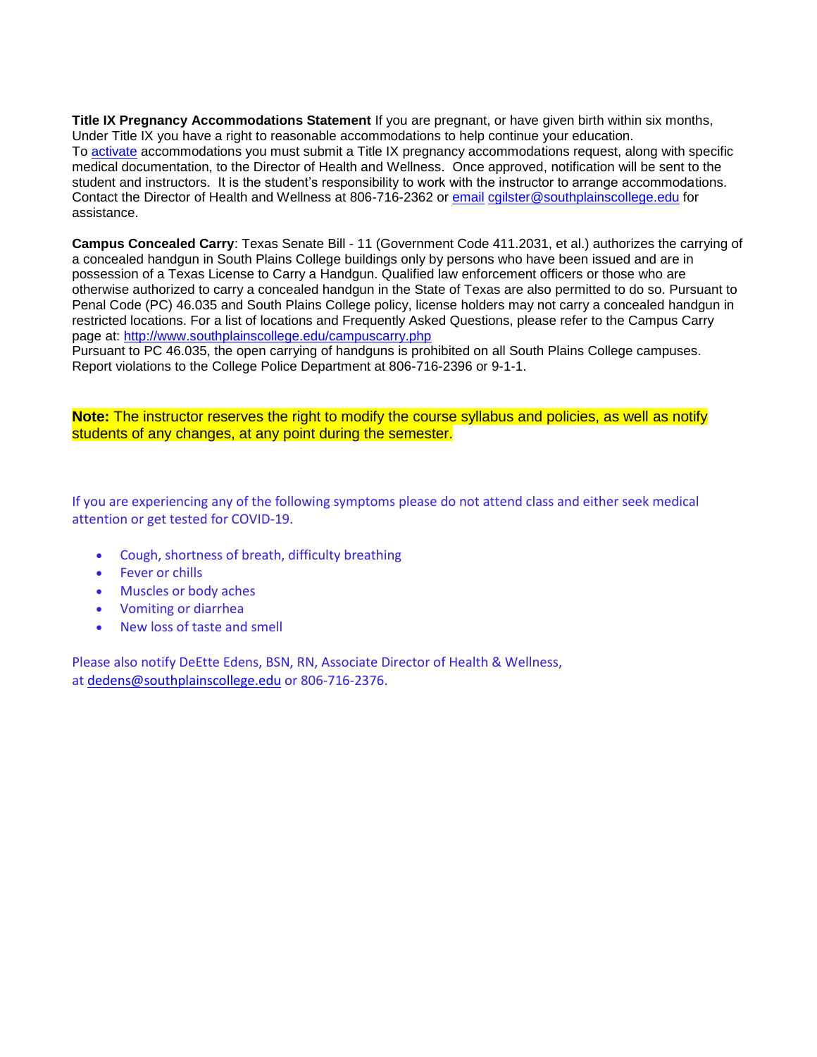**Title IX Pregnancy Accommodations Statement** If you are pregnant, or have given birth within six months, Under Title IX you have a right to reasonable accommodations to help continue your education. To activate accommodations you must submit a Title IX pregnancy accommodations request, along with specific medical documentation, to the Director of Health and Wellness. Once approved, notification will be sent to the student and instructors. It is the student's responsibility to work with the instructor to arrange accommodations. Contact the Director of Health and Wellness at 806-716-2362 or email cgilster@southplainscollege.edu for assistance.

**Campus Concealed Carry**: Texas Senate Bill - 11 (Government Code 411.2031, et al.) authorizes the carrying of a concealed handgun in South Plains College buildings only by persons who have been issued and are in possession of a Texas License to Carry a Handgun. Qualified law enforcement officers or those who are otherwise authorized to carry a concealed handgun in the State of Texas are also permitted to do so. Pursuant to Penal Code (PC) 46.035 and South Plains College policy, license holders may not carry a concealed handgun in restricted locations. For a list of locations and Frequently Asked Questions, please refer to the Campus Carry page at: http://www.southplainscollege.edu/campuscarry.php
Pursuant to PC 46.035, the open carrying of handguns is prohibited on all South Plains College campuses. Report violations to the College Police Department at 806-716-2396 or 9-1-1.

**Note:** The instructor reserves the right to modify the course syllabus and policies, as well as notify students of any changes, at any point during the semester.

If you are experiencing any of the following symptoms please do not attend class and either seek medical attention or get tested for COVID-19.

- Cough, shortness of breath, difficulty breathing
- Fever or chills
- Muscles or body aches
- Vomiting or diarrhea
- New loss of taste and smell

Please also notify DeEtte Edens, BSN, RN, Associate Director of Health & Wellness, at dedens@southplainscollege.edu or 806-716-2376.